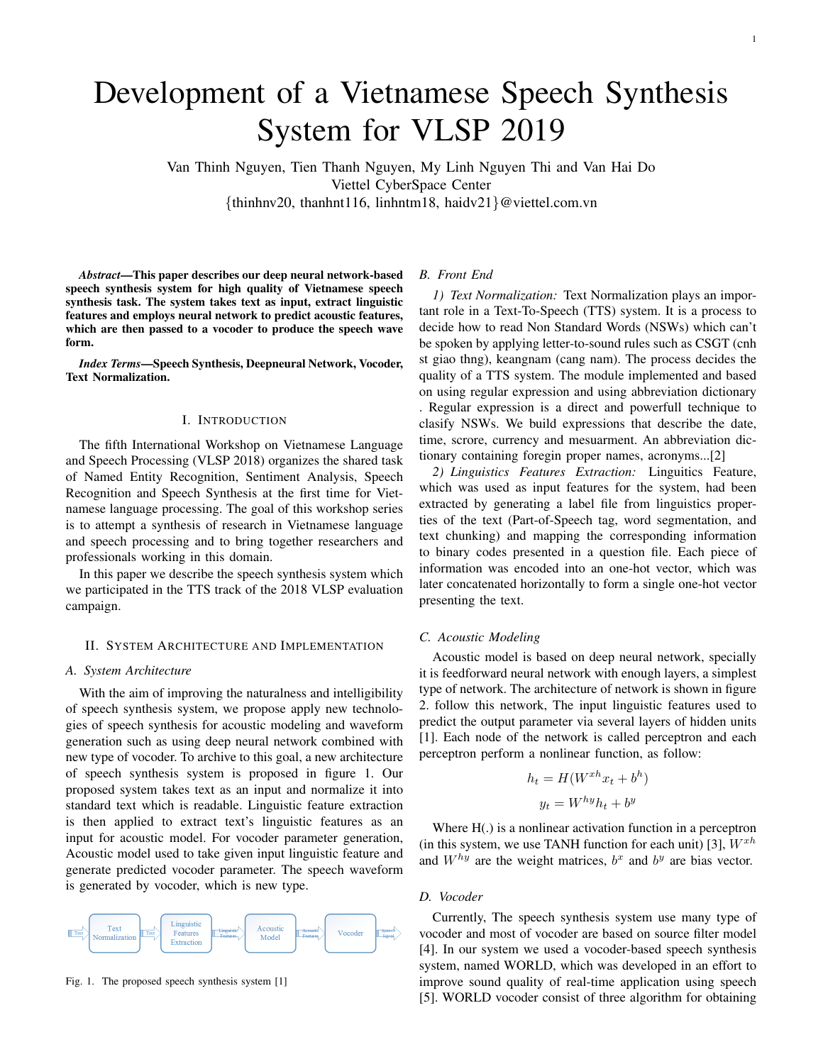# Development of a Vietnamese Speech Synthesis System for VLSP 2019

Van Thinh Nguyen, Tien Thanh Nguyen, My Linh Nguyen Thi and Van Hai Do
Viettel CyberSpace Center
{thinhnv20, thanhnt116, linhntm18, haidv21}@viettel.com.vn

***Abstract*—This paper describes our deep neural network-based speech synthesis system for high quality of Vietnamese speech synthesis task. The system takes text as input, extract linguistic features and employs neural network to predict acoustic features, which are then passed to a vocoder to produce the speech wave form.**

***Index Terms*—Speech Synthesis, Deepneural Network, Vocoder, Text Normalization.**

## I. Introduction

The fifth International Workshop on Vietnamese Language and Speech Processing (VLSP 2018) organizes the shared task of Named Entity Recognition, Sentiment Analysis, Speech Recognition and Speech Synthesis at the first time for Vietnamese language processing. The goal of this workshop series is to attempt a synthesis of research in Vietnamese language and speech processing and to bring together researchers and professionals working in this domain.

In this paper we describe the speech synthesis system which we participated in the TTS track of the 2018 VLSP evaluation campaign.

## II. System Architecture and Implementation

### A. System Architecture

With the aim of improving the naturalness and intelligibility of speech synthesis system, we propose apply new technologies of speech synthesis for acoustic modeling and waveform generation such as using deep neural network combined with new type of vocoder. To archive to this goal, a new architecture of speech synthesis system is proposed in figure 1. Our proposed system takes text as an input and normalize it into standard text which is readable. Linguistic feature extraction is then applied to extract text's linguistic features as an input for acoustic model. For vocoder parameter generation, Acoustic model used to take given input linguistic feature and generate predicted vocoder parameter. The speech waveform is generated by vocoder, which is new type.

Text → Text Normalization → Text → Linguistic Features Extraction → Linguistic Features → Acoustic Model → Acoustic Features → Vocoder → Speech Signal

Fig. 1. The proposed speech synthesis system [1]

### B. Front End

*1) Text Normalization:* Text Normalization plays an important role in a Text-To-Speech (TTS) system. It is a process to decide how to read Non Standard Words (NSWs) which can't be spoken by applying letter-to-sound rules such as CSGT (cnh st giao thng), keangnam (cang nam). The process decides the quality of a TTS system. The module implemented and based on using regular expression and using abbreviation dictionary . Regular expression is a direct and powerfull technique to clasify NSWs. We build expressions that describe the date, time, scrore, currency and mesuarment. An abbreviation dictionary containing foregin proper names, acronyms...[2]

*2) Linguistics Features Extraction:* Linguistics Feature, which was used as input features for the system, had been extracted by generating a label file from linguistics properties of the text (Part-of-Speech tag, word segmentation, and text chunking) and mapping the corresponding information to binary codes presented in a question file. Each piece of information was encoded into an one-hot vector, which was later concatenated horizontally to form a single one-hot vector presenting the text.

### C. Acoustic Modeling

Acoustic model is based on deep neural network, specially it is feedforward neural network with enough layers, a simplest type of network. The architecture of network is shown in figure 2. follow this network, The input linguistic features used to predict the output parameter via several layers of hidden units [1]. Each node of the network is called perceptron and each perceptron perform a nonlinear function, as follow:

$$h_t = H(W^{xh}x_t + b^h)$$

$$y_t = W^{hy}h_t + b^y$$

Where H(.) is a nonlinear activation function in a perceptron (in this system, we use TANH function for each unit) [3], $W^{xh}$ and $W^{hy}$ are the weight matrices, $b^x$ and $b^y$ are bias vector.

### D. Vocoder

Currently, The speech synthesis system use many type of vocoder and most of vocoder are based on source filter model [4]. In our system we used a vocoder-based speech synthesis system, named WORLD, which was developed in an effort to improve sound quality of real-time application using speech [5]. WORLD vocoder consist of three algorithm for obtaining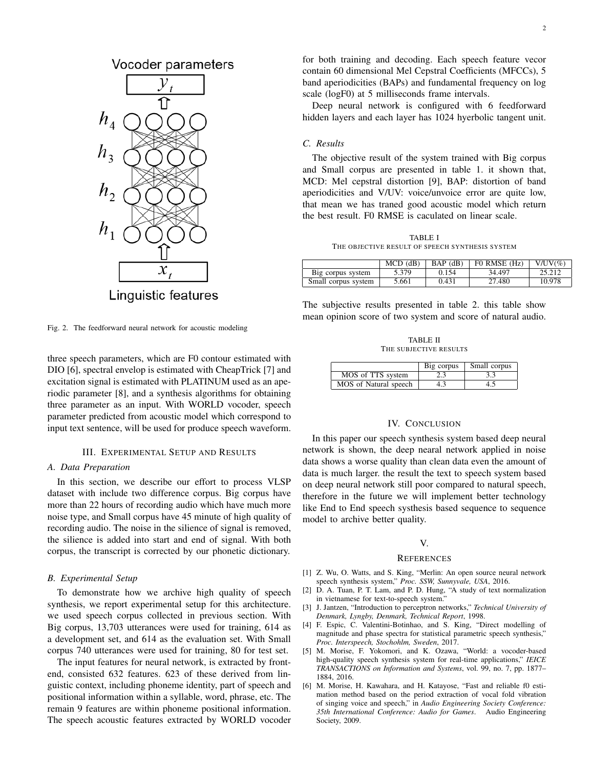Fig. 2. The feedforward neural network for acoustic modeling

three speech parameters, which are F0 contour estimated with DIO [6], spectral envelop is estimated with CheapTrick [7] and excitation signal is estimated with PLATINUM used as an aperiodic parameter [8], and a synthesis algorithms for obtaining three parameter as an input. With WORLD vocoder, speech parameter predicted from acoustic model which correspond to input text sentence, will be used for produce speech waveform.

## III. Experimental Setup and Results

### A. Data Preparation

In this section, we describe our effort to process VLSP dataset with include two difference corpus. Big corpus have more than 22 hours of recording audio which have much more noise type, and Small corpus have 45 minute of high quality of recording audio. The noise in the silience of signal is removed, the silience is added into start and end of signal. With both corpus, the transcript is corrected by our phonetic dictionary.

### B. Experimental Setup

To demonstrate how we archive high quality of speech synthesis, we report experimental setup for this architecture. we used speech corpus collected in previous section. With Big corpus, 13,703 utterances were used for training, 614 as a development set, and 614 as the evaluation set. With Small corpus 740 utterances were used for training, 80 for test set.

The input features for neural network, is extracted by front-end, consisted 632 features. 623 of these derived from linguistic context, including phoneme identity, part of speech and positional information within a syllable, word, phrase, etc. The remain 9 features are within phoneme positional information. The speech acoustic features extracted by WORLD vocoder for both training and decoding. Each speech feature vecor contain 60 dimensional Mel Cepstral Coefficients (MFCCs), 5 band aperiodicities (BAPs) and fundamental frequency on log scale (logF0) at 5 milliseconds frame intervals.

Deep neural network is configured with 6 feedforward hidden layers and each layer has 1024 hyerbolic tangent unit.

### C. Results

The objective result of the system trained with Big corpus and Small corpus are presented in table 1. it shown that, MCD: Mel cepstral distortion [9], BAP: distortion of band aperiodicities and V/UV: voice/unvoice error are quite low, that mean we has traned good acoustic model which return the best result. F0 RMSE is caculated on linear scale.

TABLE I
The objective result of speech synthesis system

| | MCD (dB) | BAP (dB) | F0 RMSE (Hz) | V/UV(%) |
|---|---|---|---|---|
| Big corpus system | 5.379 | 0.154 | 34.497 | 25.212 |
| Small corpus system | 5.661 | 0.431 | 27.480 | 10.978 |

The subjective results presented in table 2. this table show mean opinion score of two system and score of natural audio.

TABLE II
The subjective results

| | Big corpus | Small corpus |
|---|---|---|
| MOS of TTS system | 2.3 | 3.3 |
| MOS of Natural speech | 4.3 | 4.5 |

## IV. Conclusion

In this paper our speech synthesis system based deep neural network is shown, the deep nearal network applied in noise data shows a worse quality than clean data even the amount of data is much larger. the result the text to speech system based on deep neural network still poor compared to natural speech, therefore in the future we will implement better technology like End to End speech systhesis based sequence to sequence model to archive better quality.

## V.

## References

[1] Z. Wu, O. Watts, and S. King, "Merlin: An open source neural network speech synthesis system," *Proc. SSW, Sunnyvale, USA*, 2016.

[2] D. A. Tuan, P. T. Lam, and P. D. Hung, "A study of text normalization in vietnamese for text-to-speech system."

[3] J. Jantzen, "Introduction to perceptron networks," *Technical University of Denmark, Lyngby, Denmark, Technical Report*, 1998.

[4] F. Espic, C. Valentini-Botinhao, and S. King, "Direct modelling of magnitude and phase spectra for statistical parametric speech synthesis," *Proc. Interspeech, Stochohlm, Sweden*, 2017.

[5] M. Morise, F. Yokomori, and K. Ozawa, "World: a vocoder-based high-quality speech synthesis system for real-time applications," *IEICE TRANSACTIONS on Information and Systems*, vol. 99, no. 7, pp. 1877–1884, 2016.

[6] M. Morise, H. Kawahara, and H. Katayose, "Fast and reliable f0 estimation method based on the period extraction of vocal fold vibration of singing voice and speech," in *Audio Engineering Society Conference: 35th International Conference: Audio for Games*. Audio Engineering Society, 2009.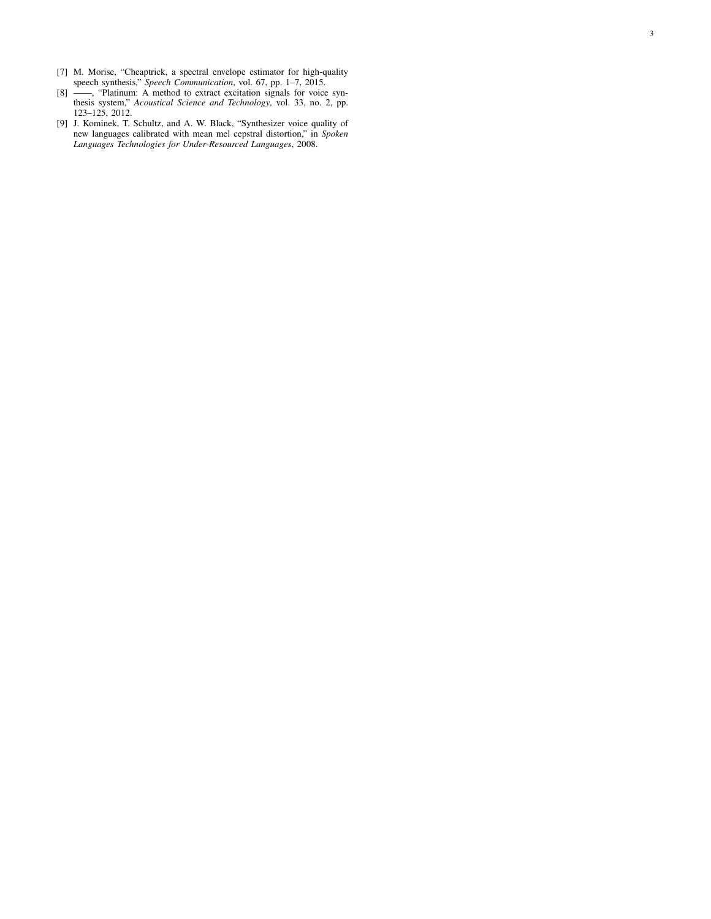[7] M. Morise, "Cheaptrick, a spectral envelope estimator for high-quality speech synthesis," *Speech Communication*, vol. 67, pp. 1–7, 2015.

[8] ——, "Platinum: A method to extract excitation signals for voice synthesis system," *Acoustical Science and Technology*, vol. 33, no. 2, pp. 123–125, 2012.

[9] J. Kominek, T. Schultz, and A. W. Black, "Synthesizer voice quality of new languages calibrated with mean mel cepstral distortion," in *Spoken Languages Technologies for Under-Resourced Languages*, 2008.